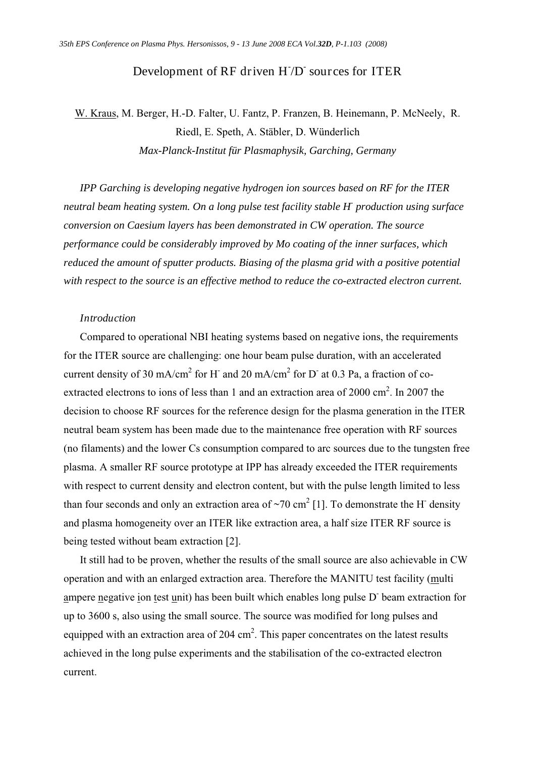# Development of RF driven $H^-/D^-$ sources for ITER

W. Kraus, M. Berger, H.-D. Falter, U. Fantz, P. Franzen, B. Heinemann, P. McNeely, R. Riedl, E. Speth, A. Stäbler, D. Wünderlich

*Max-Planck-Institut für Plasmaphysik, Garching, Germany*

*IPP Garching is developing negative hydrogen ion sources based on RF for the ITER neutral beam heating system. On a long pulse test facility stable $H^-$ production using surface conversion on Caesium layers has been demonstrated in CW operation. The source performance could be considerably improved by Mo coating of the inner surfaces, which reduced the amount of sputter products. Biasing of the plasma grid with a positive potential with respect to the source is an effective method to reduce the co-extracted electron current.*

## *Introduction*

Compared to operational NBI heating systems based on negative ions, the requirements for the ITER source are challenging: one hour beam pulse duration, with an accelerated current density of 30 mA/cm$^2$ for $H^-$ and 20 mA/cm$^2$ for $D^-$ at 0.3 Pa, a fraction of co-extracted electrons to ions of less than 1 and an extraction area of 2000 cm$^2$. In 2007 the decision to choose RF sources for the reference design for the plasma generation in the ITER neutral beam system has been made due to the maintenance free operation with RF sources (no filaments) and the lower Cs consumption compared to arc sources due to the tungsten free plasma. A smaller RF source prototype at IPP has already exceeded the ITER requirements with respect to current density and electron content, but with the pulse length limited to less than four seconds and only an extraction area of ~70 cm$^2$ [1]. To demonstrate the $H^-$ density and plasma homogeneity over an ITER like extraction area, a half size ITER RF source is being tested without beam extraction [2].

It still had to be proven, whether the results of the small source are also achievable in CW operation and with an enlarged extraction area. Therefore the MANITU test facility (multi ampere negative ion test unit) has been built which enables long pulse $D^-$ beam extraction for up to 3600 s, also using the small source. The source was modified for long pulses and equipped with an extraction area of 204 cm$^2$. This paper concentrates on the latest results achieved in the long pulse experiments and the stabilisation of the co-extracted electron current.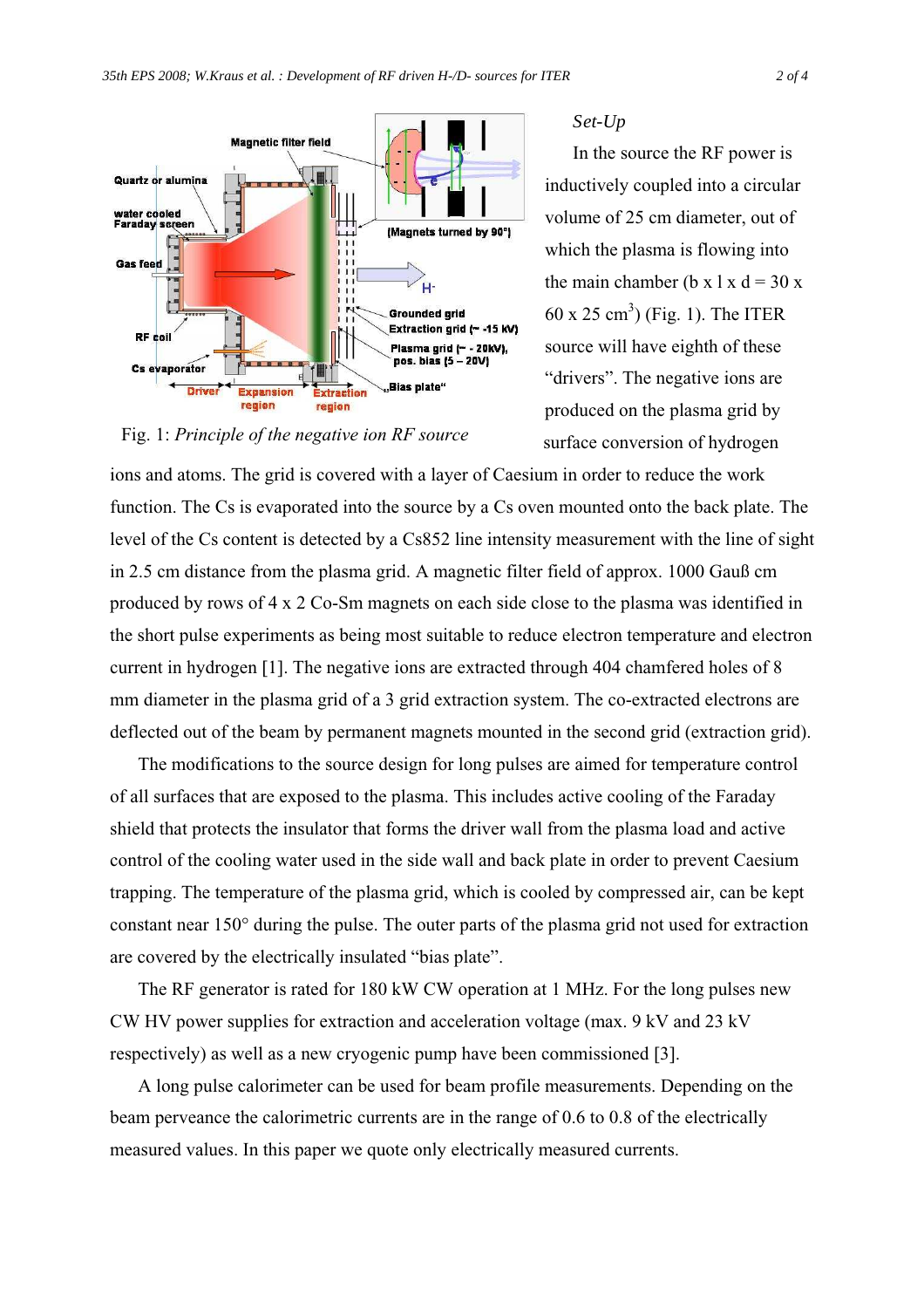Fig. 1: *Principle of the negative ion RF source*

*Set-Up*

In the source the RF power is inductively coupled into a circular volume of 25 cm diameter, out of which the plasma is flowing into the main chamber (b x l x d = 30 x 60 x 25 $cm^3$) (Fig. 1). The ITER source will have eighth of these “drivers”. The negative ions are produced on the plasma grid by surface conversion of hydrogen ions and atoms. The grid is covered with a layer of Caesium in order to reduce the work function. The Cs is evaporated into the source by a Cs oven mounted onto the back plate. The level of the Cs content is detected by a Cs852 line intensity measurement with the line of sight in 2.5 cm distance from the plasma grid. A magnetic filter field of approx. 1000 Gauß cm produced by rows of 4 x 2 Co-Sm magnets on each side close to the plasma was identified in the short pulse experiments as being most suitable to reduce electron temperature and electron current in hydrogen [1]. The negative ions are extracted through 404 chamfered holes of 8 mm diameter in the plasma grid of a 3 grid extraction system. The co-extracted electrons are deflected out of the beam by permanent magnets mounted in the second grid (extraction grid).

The modifications to the source design for long pulses are aimed for temperature control of all surfaces that are exposed to the plasma. This includes active cooling of the Faraday shield that protects the insulator that forms the driver wall from the plasma load and active control of the cooling water used in the side wall and back plate in order to prevent Caesium trapping. The temperature of the plasma grid, which is cooled by compressed air, can be kept constant near 150° during the pulse. The outer parts of the plasma grid not used for extraction are covered by the electrically insulated “bias plate”.

The RF generator is rated for 180 kW CW operation at 1 MHz. For the long pulses new CW HV power supplies for extraction and acceleration voltage (max. 9 kV and 23 kV respectively) as well as a new cryogenic pump have been commissioned [3].

A long pulse calorimeter can be used for beam profile measurements. Depending on the beam perveance the calorimetric currents are in the range of 0.6 to 0.8 of the electrically measured values. In this paper we quote only electrically measured currents.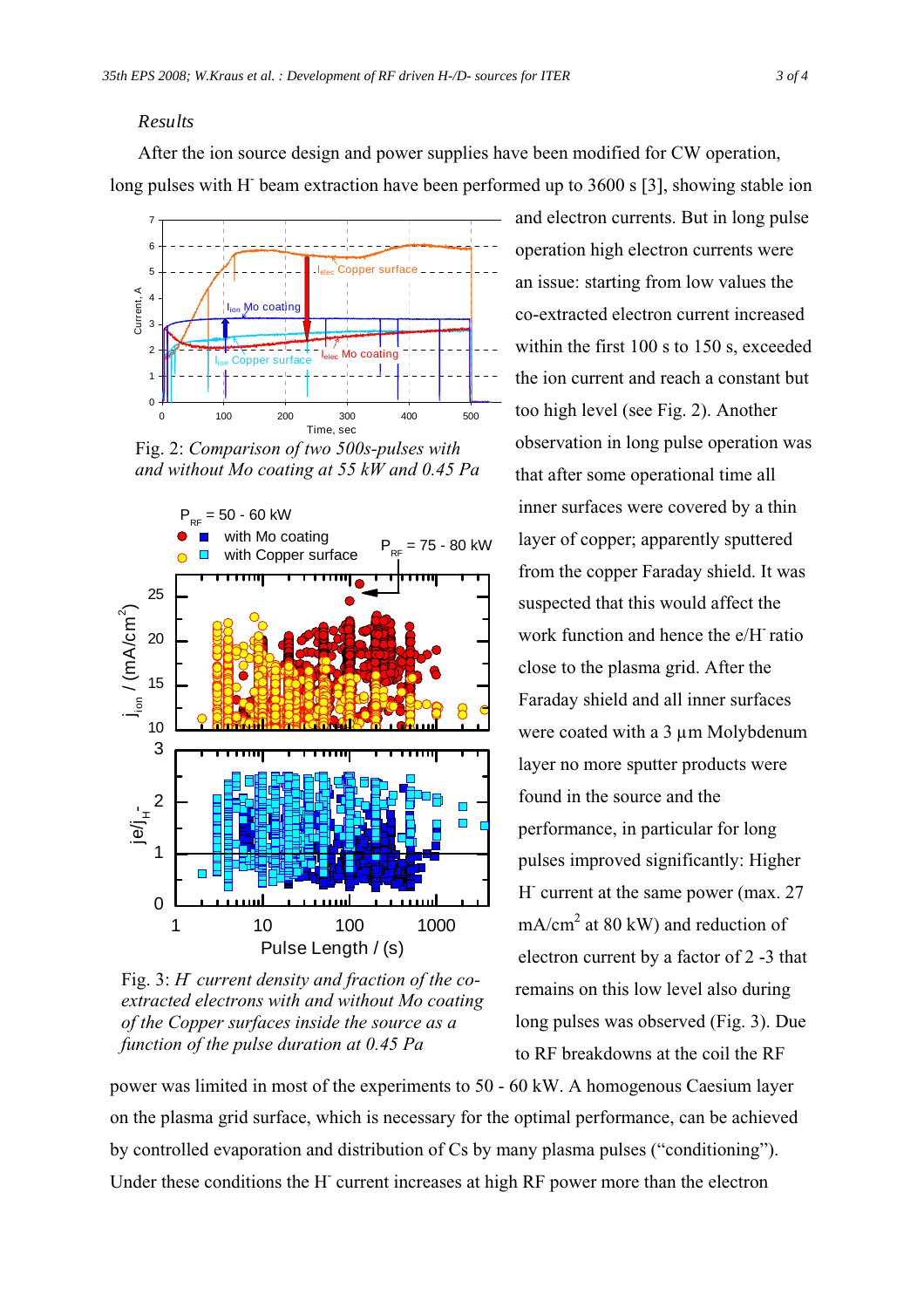*Results*

After the ion source design and power supplies have been modified for CW operation, long pulses with $H^-$ beam extraction have been performed up to 3600 s [3], showing stable ion and electron currents. But in long pulse operation high electron currents were an issue: starting from low values the co-extracted electron current increased within the first 100 s to 150 s, exceeded the ion current and reach a constant but too high level (see Fig. 2). Another observation in long pulse operation was that after some operational time all inner surfaces were covered by a thin layer of copper; apparently sputtered from the copper Faraday shield. It was suspected that this would affect the work function and hence the e/$H^-$ ratio close to the plasma grid. After the Faraday shield and all inner surfaces were coated with a 3 µm Molybdenum layer no more sputter products were found in the source and the performance, in particular for long pulses improved significantly: Higher $H^-$ current at the same power (max. 27 mA/cm$^2$ at 80 kW) and reduction of electron current by a factor of 2 -3 that remains on this low level also during long pulses was observed (Fig. 3). Due to RF breakdowns at the coil the RF power was limited in most of the experiments to 50 - 60 kW. A homogenous Caesium layer on the plasma grid surface, which is necessary for the optimal performance, can be achieved by controlled evaporation and distribution of Cs by many plasma pulses ("conditioning"). Under these conditions the $H^-$ current increases at high RF power more than the electron

Fig. 2: *Comparison of two 500s-pulses with and without Mo coating at 55 kW and 0.45 Pa*

Fig. 3: *$H^-$ current density and fraction of the co-extracted electrons with and without Mo coating of the Copper surfaces inside the source as a function of the pulse duration at 0.45 Pa*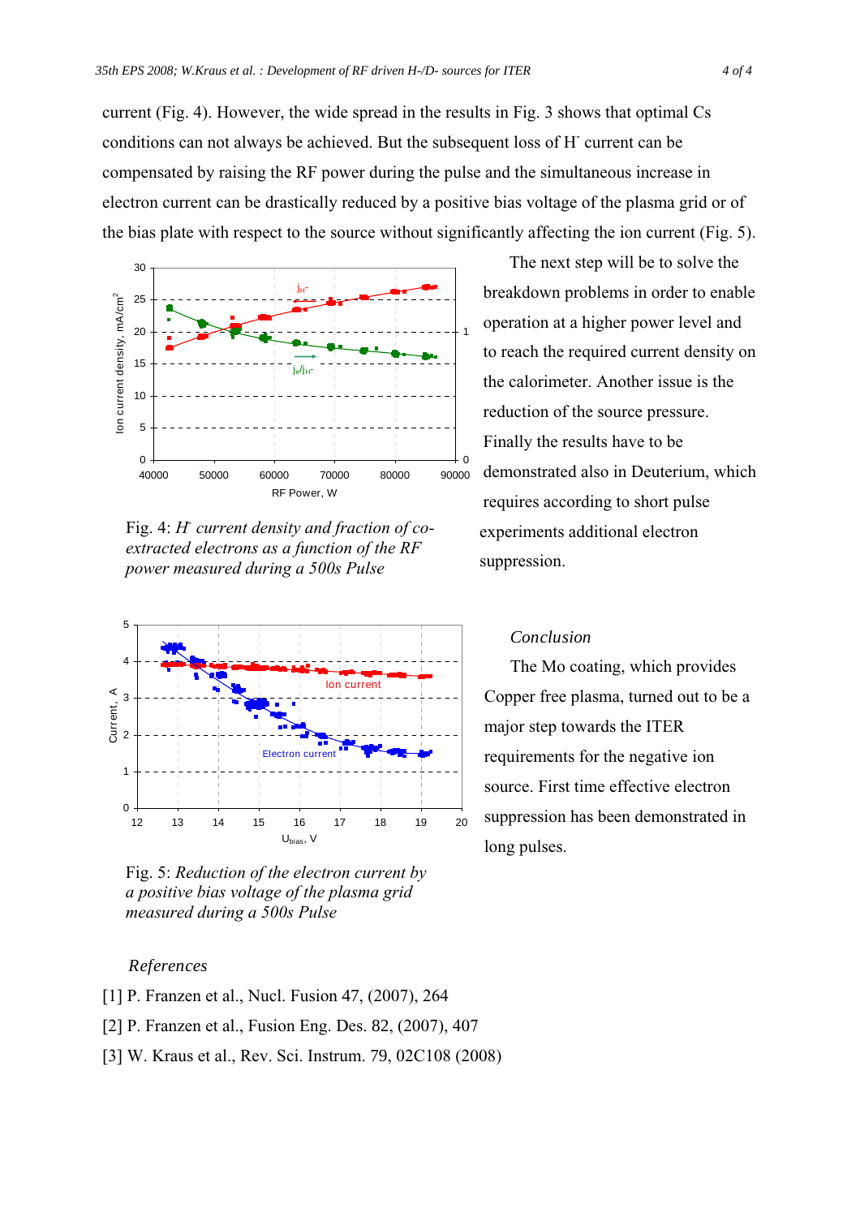current (Fig. 4). However, the wide spread in the results in Fig. 3 shows that optimal Cs conditions can not always be achieved. But the subsequent loss of $H^-$ current can be compensated by raising the RF power during the pulse and the simultaneous increase in electron current can be drastically reduced by a positive bias voltage of the plasma grid or of the bias plate with respect to the source without significantly affecting the ion current (Fig. 5).

Ion current density, mA/cm²
30
25
20
15
10
5
0
40000
50000
60000
70000
80000
90000
RF Power, W
$j_{H^-}$
$j_e/j_{H^-}$
1
0

Fig. 4: *$H^-$ current density and fraction of co-extracted electrons as a function of the RF power measured during a 500s Pulse*

The next step will be to solve the breakdown problems in order to enable operation at a higher power level and to reach the required current density on the calorimeter. Another issue is the reduction of the source pressure. Finally the results have to be demonstrated also in Deuterium, which requires according to short pulse experiments additional electron suppression.

Current, A
5
4
3
2
1
0
12
13
14
15
16
17
18
19
20
$U_{bias}$, V
Ion current
Electron current

Fig. 5: *Reduction of the electron current by a positive bias voltage of the plasma grid measured during a 500s Pulse*

*Conclusion*

The Mo coating, which provides Copper free plasma, turned out to be a major step towards the ITER requirements for the negative ion source. First time effective electron suppression has been demonstrated in long pulses.

*References*

[1] P. Franzen et al., Nucl. Fusion 47, (2007), 264

[2] P. Franzen et al., Fusion Eng. Des. 82, (2007), 407

[3] W. Kraus et al., Rev. Sci. Instrum. 79, 02C108 (2008)